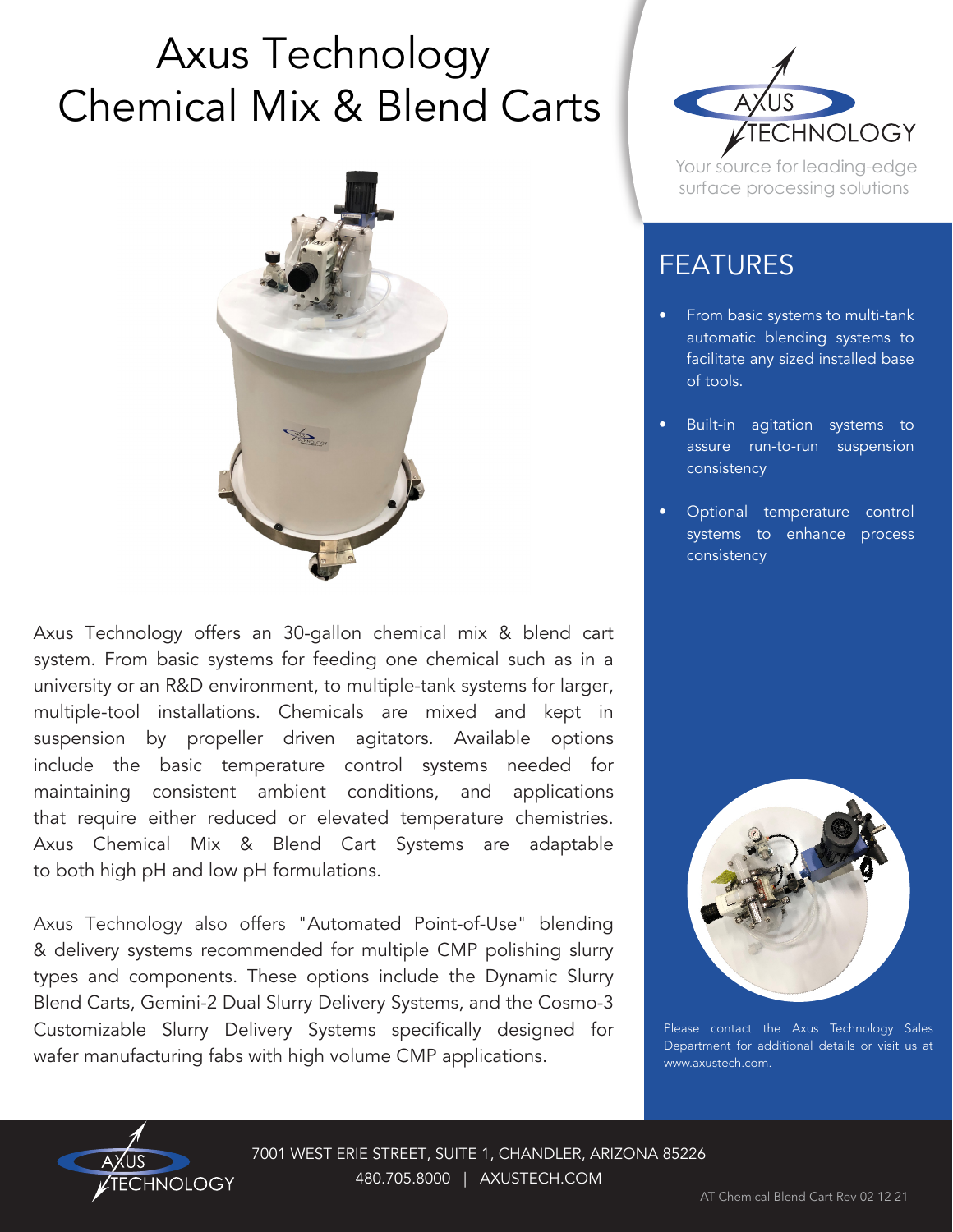# Axus Technology Chemical Mix & Blend Carts

Axus Technology offers an 30-gallon chemical mix & blend cart system. From basic systems for feeding one chemical such as in a university or an R&D environment, to multiple-tank systems for larger, multiple-tool installations. Chemicals are mixed and kept in suspension by propeller driven agitators. Available options include the basic temperature control systems needed for maintaining consistent ambient conditions, and applications that require either reduced or elevated temperature chemistries. Axus Chemical Mix & Blend Cart Systems are adaptable to both high pH and low pH formulations.

Axus Technology also offers "Automated Point-of-Use" blending & delivery systems recommended for multiple CMP polishing slurry types and components. These options include the Dynamic Slurry Blend Carts, Gemini-2 Dual Slurry Delivery Systems, and the Cosmo-3 Customizable Slurry Delivery Systems specifically designed for wafer manufacturing fabs with high volume CMP applications.

AXUS TECHNOLOGY

Your source for leading-edge surface processing solutions

## FEATURES

- From basic systems to multi-tank automatic blending systems to facilitate any sized installed base of tools.
- Built-in agitation systems to assure run-to-run suspension consistency
- Optional temperature control systems to enhance process consistency

Please contact the Axus Technology Sales Department for additional details or visit us at www.axustech.com.

7001 WEST ERIE STREET, SUITE 1, CHANDLER, ARIZONA 85226

480.705.8000 | AXUSTECH.COM

AT Chemical Blend Cart Rev 02 12 21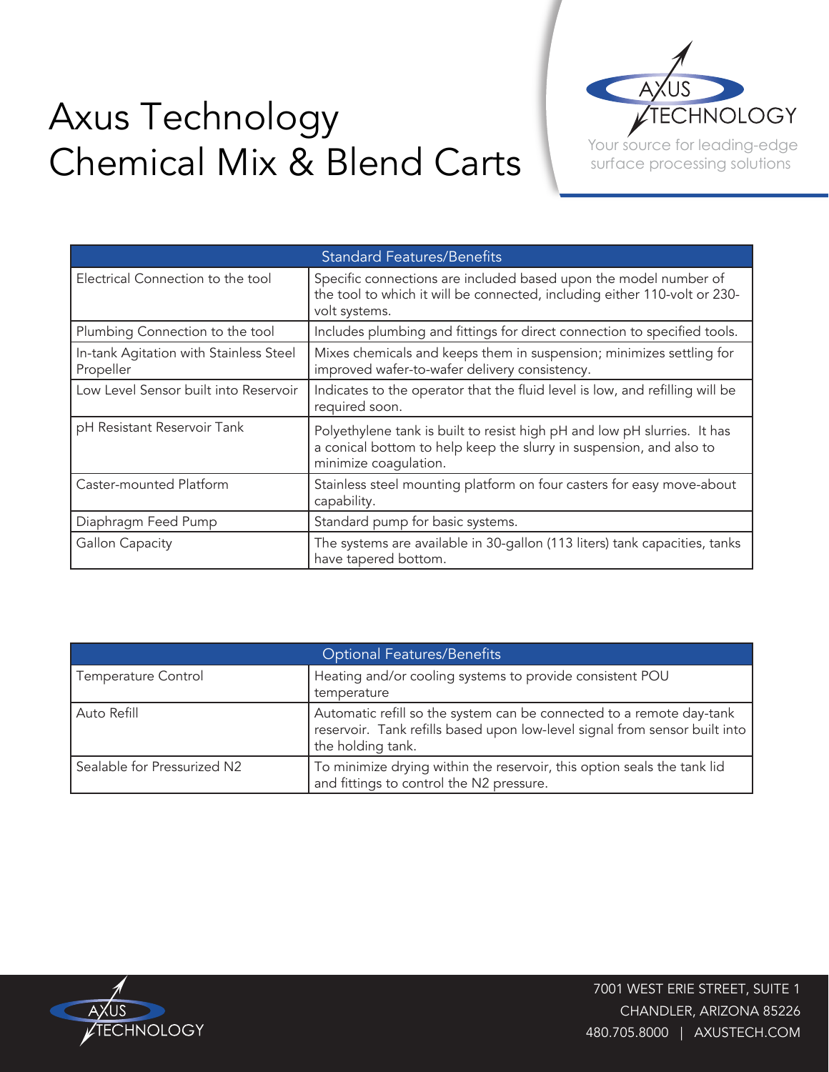# Axus Technology Chemical Mix & Blend Carts

Your source for leading-edge surface processing solutions

| Standard Features/Benefits | |
|---|---|
| Electrical Connection to the tool | Specific connections are included based upon the model number of the tool to which it will be connected, including either 110-volt or 230-volt systems. |
| Plumbing Connection to the tool | Includes plumbing and fittings for direct connection to specified tools. |
| In-tank Agitation with Stainless Steel Propeller | Mixes chemicals and keeps them in suspension; minimizes settling for improved wafer-to-wafer delivery consistency. |
| Low Level Sensor built into Reservoir | Indicates to the operator that the fluid level is low, and refilling will be required soon. |
| pH Resistant Reservoir Tank | Polyethylene tank is built to resist high pH and low pH slurries. It has a conical bottom to help keep the slurry in suspension, and also to minimize coagulation. |
| Caster-mounted Platform | Stainless steel mounting platform on four casters for easy move-about capability. |
| Diaphragm Feed Pump | Standard pump for basic systems. |
| Gallon Capacity | The systems are available in 30-gallon (113 liters) tank capacities, tanks have tapered bottom. |

| Optional Features/Benefits | |
|---|---|
| Temperature Control | Heating and/or cooling systems to provide consistent POU temperature |
| Auto Refill | Automatic refill so the system can be connected to a remote day-tank reservoir. Tank refills based upon low-level signal from sensor built into the holding tank. |
| Sealable for Pressurized N2 | To minimize drying within the reservoir, this option seals the tank lid and fittings to control the N2 pressure. |

7001 WEST ERIE STREET, SUITE 1
CHANDLER, ARIZONA 85226
480.705.8000 | AXUSTECH.COM